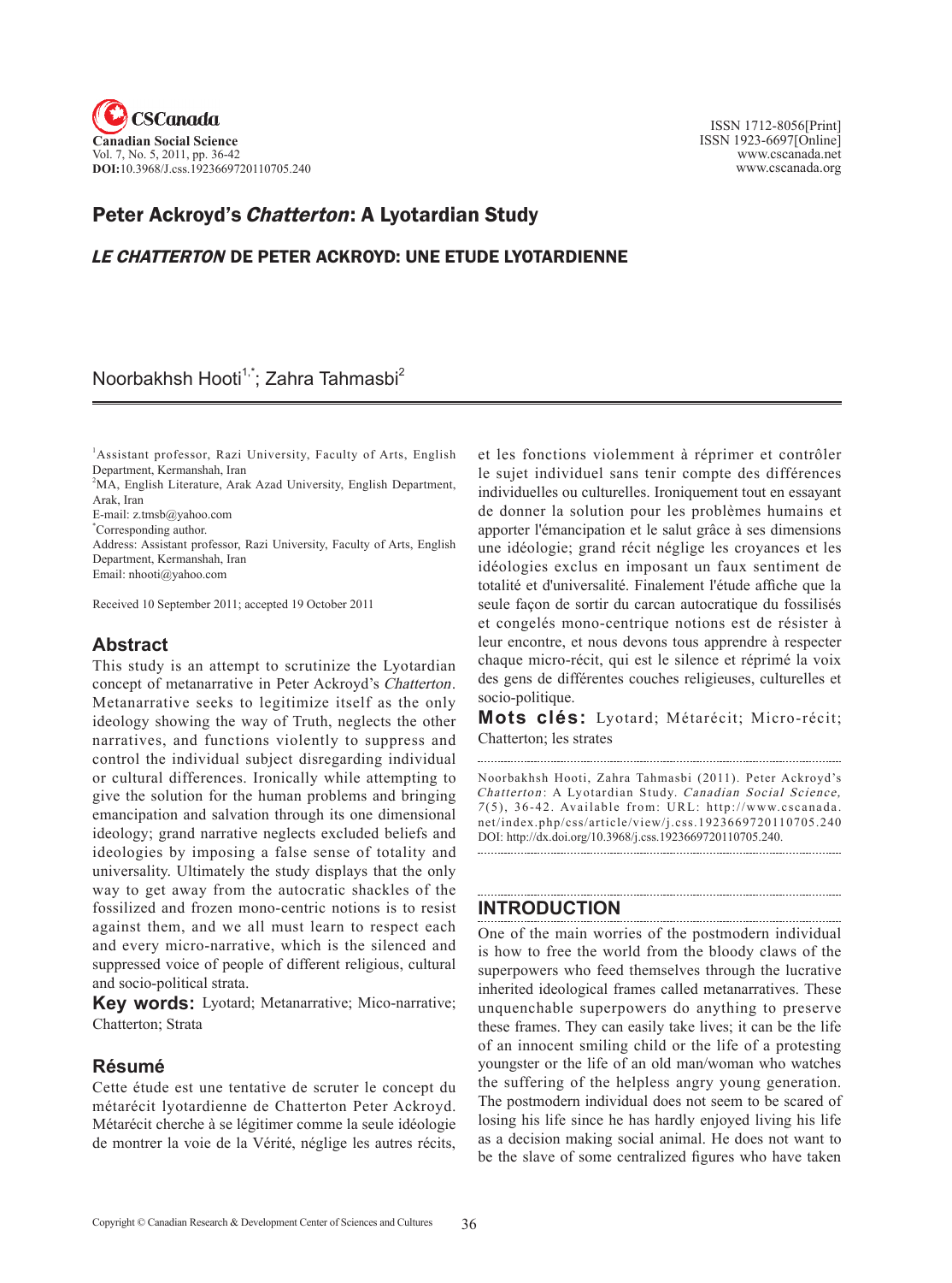ISSN 1712-8056[Print]
ISSN 1923-6697[Online]
www.cscanada.net
www.cscanada.org

Canadian Social Science
Vol. 7, No. 5, 2011, pp. 36-42
**DOI:**10.3968/J.css.1923669720110705.240

# Peter Ackroyd's *Chatterton*: A Lyotardian Study

## *LE CHATTERTON* DE PETER ACKROYD: UNE ETUDE LYOTARDIENNE

Noorbakhsh Hooti[1,*]; Zahra Tahmasbi[2]

[1]Assistant professor, Razi University, Faculty of Arts, English Department, Kermanshah, Iran
[2]MA, English Literature, Arak Azad University, English Department, Arak, Iran
E-mail: z.tmsb@yahoo.com
[*]Corresponding author.
Address: Assistant professor, Razi University, Faculty of Arts, English Department, Kermanshah, Iran
Email: nhooti@yahoo.com

Received 10 September 2011; accepted 19 October 2011

## Abstract

This study is an attempt to scrutinize the Lyotardian concept of metanarrative in Peter Ackroyd's *Chatterton*. Metanarrative seeks to legitimize itself as the only ideology showing the way of Truth, neglects the other narratives, and functions violently to suppress and control the individual subject disregarding individual or cultural differences. Ironically while attempting to give the solution for the human problems and bringing emancipation and salvation through its one dimensional ideology; grand narrative neglects excluded beliefs and ideologies by imposing a false sense of totality and universality. Ultimately the study displays that the only way to get away from the autocratic shackles of the fossilized and frozen mono-centric notions is to resist against them, and we all must learn to respect each and every micro-narrative, which is the silenced and suppressed voice of people of different religious, cultural and socio-political strata.

**Key words:** Lyotard; Metanarrative; Mico-narrative; Chatterton; Strata

## Résumé

Cette étude est une tentative de scruter le concept du métarécit lyotardienne de Chatterton Peter Ackroyd. Métarécit cherche à se légitimer comme la seule idéologie de montrer la voie de la Vérité, néglige les autres récits, et les fonctions violemment à réprimer et contrôler le sujet individuel sans tenir compte des différences individuelles ou culturelles. Ironiquement tout en essayant de donner la solution pour les problèmes humains et apporter l'émancipation et le salut grâce à ses dimensions une idéologie; grand récit néglige les croyances et les idéologies exclus en imposant un faux sentiment de totalité et d'universalité. Finalement l'étude affiche que la seule façon de sortir du carcan autocratique du fossilisés et congelés mono-centrique notions est de résister à leur encontre, et nous devons tous apprendre à respecter chaque micro-récit, qui est le silence et réprimé la voix des gens de différentes couches religieuses, culturelles et socio-politique.

**Mots clés:** Lyotard; Métarécit; Micro-récit; Chatterton; les strates

Noorbakhsh Hooti, Zahra Tahmasbi (2011). Peter Ackroyd's *Chatterton*: A Lyotardian Study. *Canadian Social Science*, *7*(5), 36-42. Available from: URL: http://www.cscanada.net/index.php/css/article/view/j.css.1923669720110705.240 DOI: http://dx.doi.org/10.3968/j.css.1923669720110705.240.

## INTRODUCTION

One of the main worries of the postmodern individual is how to free the world from the bloody claws of the superpowers who feed themselves through the lucrative inherited ideological frames called metanarratives. These unquenchable superpowers do anything to preserve these frames. They can easily take lives; it can be the life of an innocent smiling child or the life of a protesting youngster or the life of an old man/woman who watches the suffering of the helpless angry young generation. The postmodern individual does not seem to be scared of losing his life since he has hardly enjoyed living his life as a decision making social animal. He does not want to be the slave of some centralized figures who have taken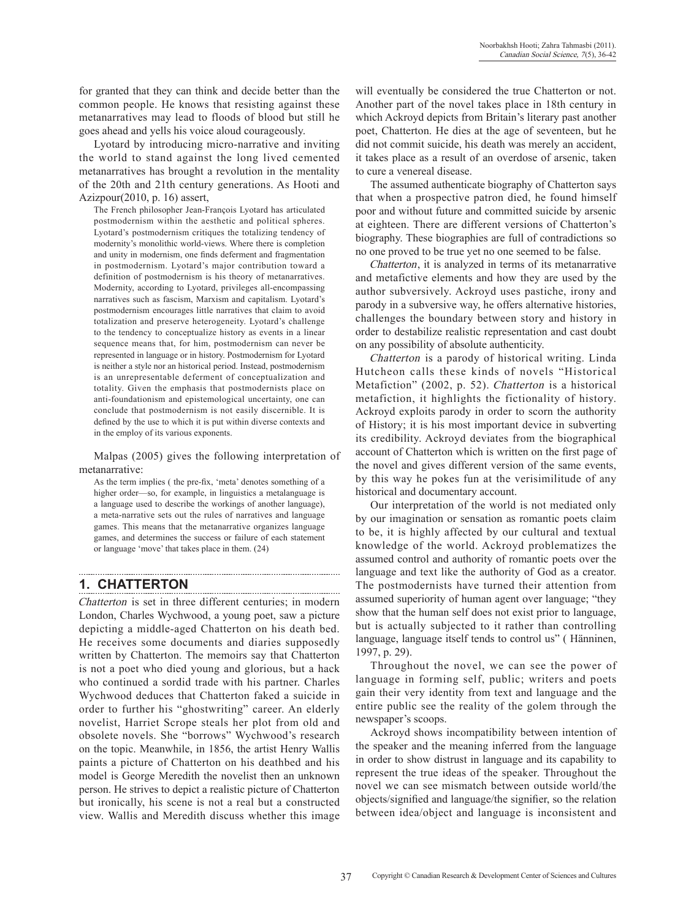for granted that they can think and decide better than the common people. He knows that resisting against these metanarratives may lead to floods of blood but still he goes ahead and yells his voice aloud courageously.

Lyotard by introducing micro-narrative and inviting the world to stand against the long lived cemented metanarratives has brought a revolution in the mentality of the 20th and 21th century generations. As Hooti and Azizpour(2010, p. 16) assert,

> The French philosopher Jean-François Lyotard has articulated postmodernism within the aesthetic and political spheres. Lyotard's postmodernism critiques the totalizing tendency of modernity's monolithic world-views. Where there is completion and unity in modernism, one finds deferment and fragmentation in postmodernism. Lyotard's major contribution toward a definition of postmodernism is his theory of metanarratives. Modernity, according to Lyotard, privileges all-encompassing narratives such as fascism, Marxism and capitalism. Lyotard's postmodernism encourages little narratives that claim to avoid totalization and preserve heterogeneity. Lyotard's challenge to the tendency to conceptualize history as events in a linear sequence means that, for him, postmodernism can never be represented in language or in history. Postmodernism for Lyotard is neither a style nor an historical period. Instead, postmodernism is an unrepresentable deferment of conceptualization and totality. Given the emphasis that postmodernists place on anti-foundationism and epistemological uncertainty, one can conclude that postmodernism is not easily discernible. It is defined by the use to which it is put within diverse contexts and in the employ of its various exponents.

Malpas (2005) gives the following interpretation of metanarrative:

> As the term implies ( the pre-fix, 'meta' denotes something of a higher order—so, for example, in linguistics a metalanguage is a language used to describe the workings of another language), a meta-narrative sets out the rules of narratives and language games. This means that the metanarrative organizes language games, and determines the success or failure of each statement or language 'move' that takes place in them. (24)

## 1. CHATTERTON

*Chatterton* is set in three different centuries; in modern London, Charles Wychwood, a young poet, saw a picture depicting a middle-aged Chatterton on his death bed. He receives some documents and diaries supposedly written by Chatterton. The memoirs say that Chatterton is not a poet who died young and glorious, but a hack who continued a sordid trade with his partner. Charles Wychwood deduces that Chatterton faked a suicide in order to further his "ghostwriting" career. An elderly novelist, Harriet Scrope steals her plot from old and obsolete novels. She "borrows" Wychwood's research on the topic. Meanwhile, in 1856, the artist Henry Wallis paints a picture of Chatterton on his deathbed and his model is George Meredith the novelist then an unknown person. He strives to depict a realistic picture of Chatterton but ironically, his scene is not a real but a constructed view. Wallis and Meredith discuss whether this image will eventually be considered the true Chatterton or not. Another part of the novel takes place in 18th century in which Ackroyd depicts from Britain's literary past another poet, Chatterton. He dies at the age of seventeen, but he did not commit suicide, his death was merely an accident, it takes place as a result of an overdose of arsenic, taken to cure a venereal disease.

The assumed authenticate biography of Chatterton says that when a prospective patron died, he found himself poor and without future and committed suicide by arsenic at eighteen. There are different versions of Chatterton's biography. These biographies are full of contradictions so no one proved to be true yet no one seemed to be false.

*Chatterton*, it is analyzed in terms of its metanarrative and metafictive elements and how they are used by the author subversively. Ackroyd uses pastiche, irony and parody in a subversive way, he offers alternative histories, challenges the boundary between story and history in order to destabilize realistic representation and cast doubt on any possibility of absolute authenticity.

*Chatterton* is a parody of historical writing. Linda Hutcheon calls these kinds of novels "Historical Metafiction" (2002, p. 52). *Chatterton* is a historical metafiction, it highlights the fictionality of history. Ackroyd exploits parody in order to scorn the authority of History; it is his most important device in subverting its credibility. Ackroyd deviates from the biographical account of Chatterton which is written on the first page of the novel and gives different version of the same events, by this way he pokes fun at the verisimilitude of any historical and documentary account.

Our interpretation of the world is not mediated only by our imagination or sensation as romantic poets claim to be, it is highly affected by our cultural and textual knowledge of the world. Ackroyd problematizes the assumed control and authority of romantic poets over the language and text like the authority of God as a creator. The postmodernists have turned their attention from assumed superiority of human agent over language; "they show that the human self does not exist prior to language, but is actually subjected to it rather than controlling language, language itself tends to control us" ( Hänninen, 1997, p. 29).

Throughout the novel, we can see the power of language in forming self, public; writers and poets gain their very identity from text and language and the entire public see the reality of the golem through the newspaper's scoops.

Ackroyd shows incompatibility between intention of the speaker and the meaning inferred from the language in order to show distrust in language and its capability to represent the true ideas of the speaker. Throughout the novel we can see mismatch between outside world/the objects/signified and language/the signifier, so the relation between idea/object and language is inconsistent and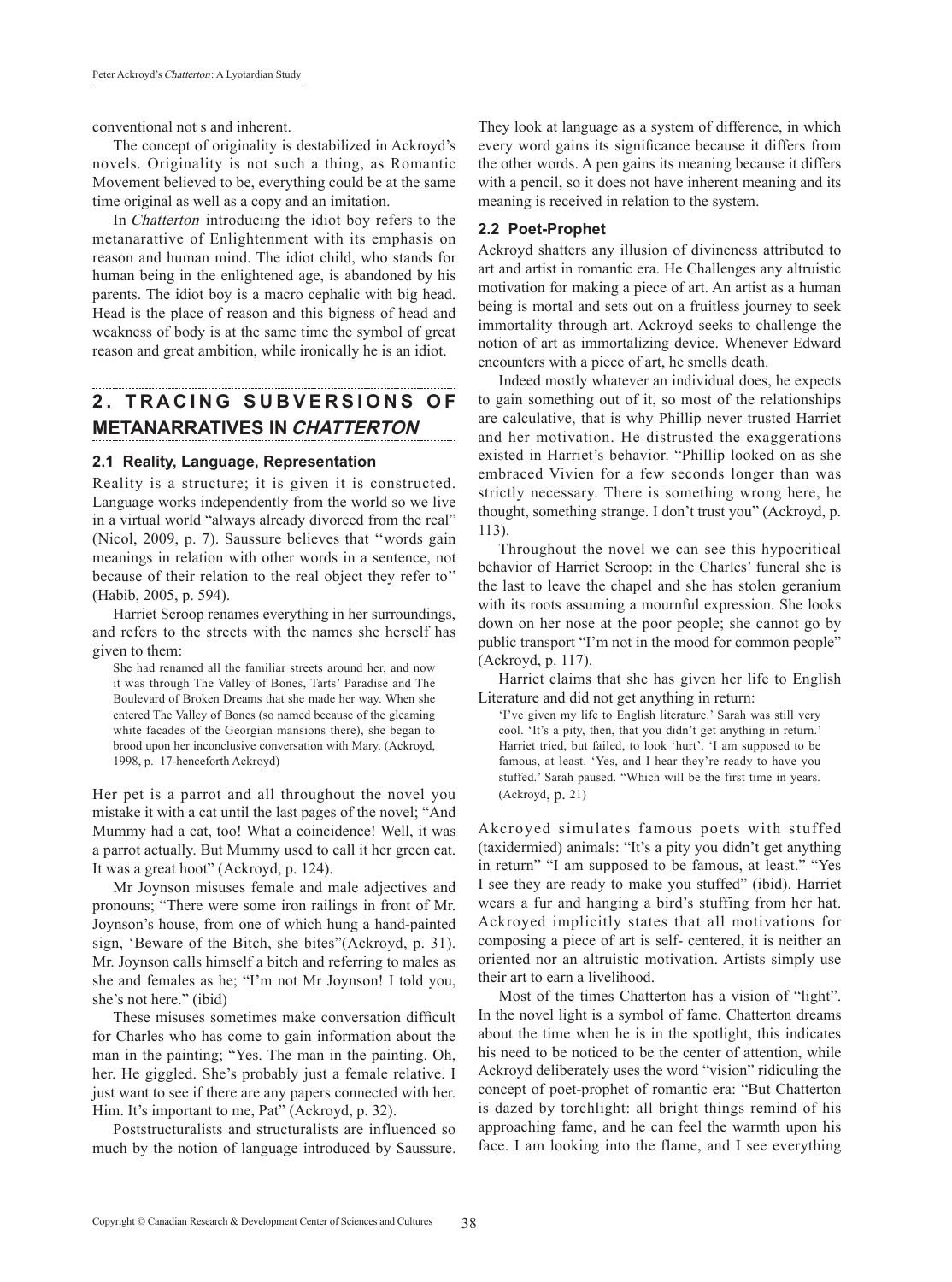conventional not s and inherent.

The concept of originality is destabilized in Ackroyd's novels. Originality is not such a thing, as Romantic Movement believed to be, everything could be at the same time original as well as a copy and an imitation.

In *Chatterton* introducing the idiot boy refers to the metanarattive of Enlightenment with its emphasis on reason and human mind. The idiot child, who stands for human being in the enlightened age, is abandoned by his parents. The idiot boy is a macro cephalic with big head. Head is the place of reason and this bigness of head and weakness of body is at the same time the symbol of great reason and great ambition, while ironically he is an idiot.

## 2. TRACING SUBVERSIONS OF METANARRATIVES IN *CHATTERTON*

### 2.1 Reality, Language, Representation

Reality is a structure; it is given it is constructed. Language works independently from the world so we live in a virtual world "always already divorced from the real" (Nicol, 2009, p. 7). Saussure believes that ''words gain meanings in relation with other words in a sentence, not because of their relation to the real object they refer to'' (Habib, 2005, p. 594).

Harriet Scroop renames everything in her surroundings, and refers to the streets with the names she herself has given to them:

> She had renamed all the familiar streets around her, and now it was through The Valley of Bones, Tarts' Paradise and The Boulevard of Broken Dreams that she made her way. When she entered The Valley of Bones (so named because of the gleaming white facades of the Georgian mansions there), she began to brood upon her inconclusive conversation with Mary. (Ackroyd, 1998, p. 17-henceforth Ackroyd)

Her pet is a parrot and all throughout the novel you mistake it with a cat until the last pages of the novel; "And Mummy had a cat, too! What a coincidence! Well, it was a parrot actually. But Mummy used to call it her green cat. It was a great hoot" (Ackroyd, p. 124).

Mr Joynson misuses female and male adjectives and pronouns; "There were some iron railings in front of Mr. Joynson's house, from one of which hung a hand-painted sign, 'Beware of the Bitch, she bites"(Ackroyd, p. 31). Mr. Joynson calls himself a bitch and referring to males as she and females as he; "I'm not Mr Joynson! I told you, she's not here." (ibid)

These misuses sometimes make conversation difficult for Charles who has come to gain information about the man in the painting; "Yes. The man in the painting. Oh, her. He giggled. She's probably just a female relative. I just want to see if there are any papers connected with her. Him. It's important to me, Pat" (Ackroyd, p. 32).

Poststructuralists and structuralists are influenced so much by the notion of language introduced by Saussure. They look at language as a system of difference, in which every word gains its significance because it differs from the other words. A pen gains its meaning because it differs with a pencil, so it does not have inherent meaning and its meaning is received in relation to the system.

### 2.2 Poet-Prophet

Ackroyd shatters any illusion of divineness attributed to art and artist in romantic era. He Challenges any altruistic motivation for making a piece of art. An artist as a human being is mortal and sets out on a fruitless journey to seek immortality through art. Ackroyd seeks to challenge the notion of art as immortalizing device. Whenever Edward encounters with a piece of art, he smells death.

Indeed mostly whatever an individual does, he expects to gain something out of it, so most of the relationships are calculative, that is why Phillip never trusted Harriet and her motivation. He distrusted the exaggerations existed in Harriet's behavior. "Phillip looked on as she embraced Vivien for a few seconds longer than was strictly necessary. There is something wrong here, he thought, something strange. I don't trust you" (Ackroyd, p. 113).

Throughout the novel we can see this hypocritical behavior of Harriet Scroop: in the Charles' funeral she is the last to leave the chapel and she has stolen geranium with its roots assuming a mournful expression. She looks down on her nose at the poor people; she cannot go by public transport "I'm not in the mood for common people" (Ackroyd, p. 117).

Harriet claims that she has given her life to English Literature and did not get anything in return:

> 'I've given my life to English literature.' Sarah was still very cool. 'It's a pity, then, that you didn't get anything in return.' Harriet tried, but failed, to look 'hurt'. 'I am supposed to be famous, at least. 'Yes, and I hear they're ready to have you stuffed.' Sarah paused. "Which will be the first time in years. (Ackroyd, p. 21)

Akcroyed simulates famous poets with stuffed (taxidermied) animals: "It's a pity you didn't get anything in return" "I am supposed to be famous, at least." "Yes I see they are ready to make you stuffed" (ibid). Harriet wears a fur and hanging a bird's stuffing from her hat. Ackroyed implicitly states that all motivations for composing a piece of art is self- centered, it is neither an oriented nor an altruistic motivation. Artists simply use their art to earn a livelihood.

Most of the times Chatterton has a vision of "light". In the novel light is a symbol of fame. Chatterton dreams about the time when he is in the spotlight, this indicates his need to be noticed to be the center of attention, while Ackroyd deliberately uses the word "vision" ridiculing the concept of poet-prophet of romantic era: "But Chatterton is dazed by torchlight: all bright things remind of his approaching fame, and he can feel the warmth upon his face. I am looking into the flame, and I see everything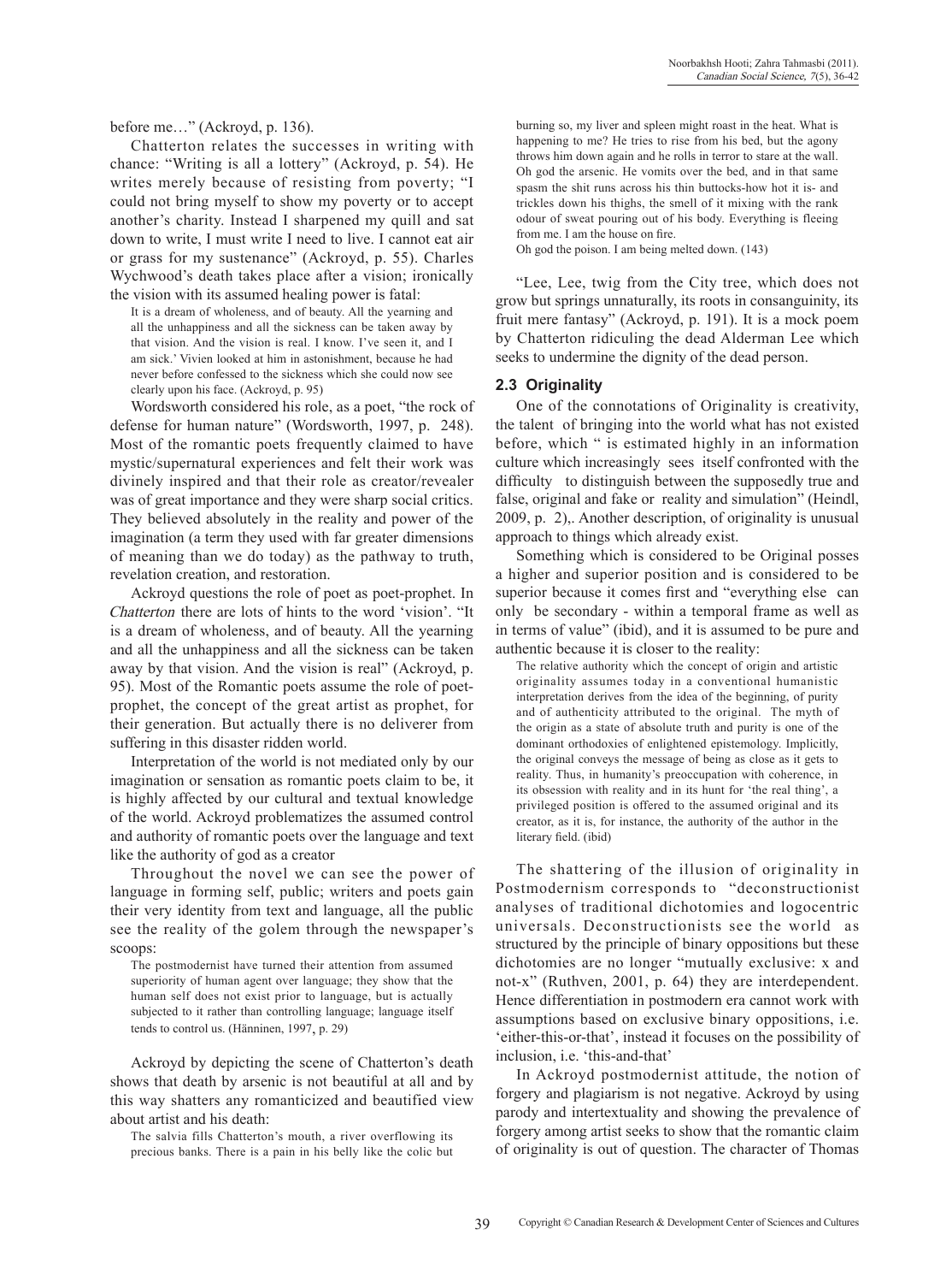before me…" (Ackroyd, p. 136).

Chatterton relates the successes in writing with chance: "Writing is all a lottery" (Ackroyd, p. 54). He writes merely because of resisting from poverty; "I could not bring myself to show my poverty or to accept another's charity. Instead I sharpened my quill and sat down to write, I must write I need to live. I cannot eat air or grass for my sustenance" (Ackroyd, p. 55). Charles Wychwood's death takes place after a vision; ironically the vision with its assumed healing power is fatal:

> It is a dream of wholeness, and of beauty. All the yearning and all the unhappiness and all the sickness can be taken away by that vision. And the vision is real. I know. I've seen it, and I am sick.' Vivien looked at him in astonishment, because he had never before confessed to the sickness which she could now see clearly upon his face. (Ackroyd, p. 95)

Wordsworth considered his role, as a poet, "the rock of defense for human nature" (Wordsworth, 1997, p. 248). Most of the romantic poets frequently claimed to have mystic/supernatural experiences and felt their work was divinely inspired and that their role as creator/revealer was of great importance and they were sharp social critics. They believed absolutely in the reality and power of the imagination (a term they used with far greater dimensions of meaning than we do today) as the pathway to truth, revelation creation, and restoration.

Ackroyd questions the role of poet as poet-prophet. In *Chatterton* there are lots of hints to the word 'vision'. "It is a dream of wholeness, and of beauty. All the yearning and all the unhappiness and all the sickness can be taken away by that vision. And the vision is real" (Ackroyd, p. 95). Most of the Romantic poets assume the role of poet-prophet, the concept of the great artist as prophet, for their generation. But actually there is no deliverer from suffering in this disaster ridden world.

Interpretation of the world is not mediated only by our imagination or sensation as romantic poets claim to be, it is highly affected by our cultural and textual knowledge of the world. Ackroyd problematizes the assumed control and authority of romantic poets over the language and text like the authority of god as a creator

Throughout the novel we can see the power of language in forming self, public; writers and poets gain their very identity from text and language, all the public see the reality of the golem through the newspaper's scoops:

> The postmodernist have turned their attention from assumed superiority of human agent over language; they show that the human self does not exist prior to language, but is actually subjected to it rather than controlling language; language itself tends to control us. (Hänninen, 1997, p. 29)

Ackroyd by depicting the scene of Chatterton's death shows that death by arsenic is not beautiful at all and by this way shatters any romanticized and beautified view about artist and his death:

> The salvia fills Chatterton's mouth, a river overflowing its precious banks. There is a pain in his belly like the colic but burning so, my liver and spleen might roast in the heat. What is happening to me? He tries to rise from his bed, but the agony throws him down again and he rolls in terror to stare at the wall. Oh god the arsenic. He vomits over the bed, and in that same spasm the shit runs across his thin buttocks-how hot it is- and trickles down his thighs, the smell of it mixing with the rank odour of sweat pouring out of his body. Everything is fleeing from me. I am the house on fire.
>
> Oh god the poison. I am being melted down. (143)

"Lee, Lee, twig from the City tree, which does not grow but springs unnaturally, its roots in consanguinity, its fruit mere fantasy" (Ackroyd, p. 191). It is a mock poem by Chatterton ridiculing the dead Alderman Lee which seeks to undermine the dignity of the dead person.

### 2.3 Originality

One of the connotations of Originality is creativity, the talent of bringing into the world what has not existed before, which " is estimated highly in an information culture which increasingly sees itself confronted with the difficulty to distinguish between the supposedly true and false, original and fake or reality and simulation" (Heindl, 2009, p. 2),. Another description, of originality is unusual approach to things which already exist.

Something which is considered to be Original posses a higher and superior position and is considered to be superior because it comes first and "everything else can only be secondary - within a temporal frame as well as in terms of value" (ibid), and it is assumed to be pure and authentic because it is closer to the reality:

> The relative authority which the concept of origin and artistic originality assumes today in a conventional humanistic interpretation derives from the idea of the beginning, of purity and of authenticity attributed to the original. The myth of the origin as a state of absolute truth and purity is one of the dominant orthodoxies of enlightened epistemology. Implicitly, the original conveys the message of being as close as it gets to reality. Thus, in humanity's preoccupation with coherence, in its obsession with reality and in its hunt for 'the real thing', a privileged position is offered to the assumed original and its creator, as it is, for instance, the authority of the author in the literary field. (ibid)

The shattering of the illusion of originality in Postmodernism corresponds to "deconstructionist analyses of traditional dichotomies and logocentric universals. Deconstructionists see the world as structured by the principle of binary oppositions but these dichotomies are no longer "mutually exclusive: x and not-x" (Ruthven, 2001, p. 64) they are interdependent. Hence differentiation in postmodern era cannot work with assumptions based on exclusive binary oppositions, i.e. 'either-this-or-that', instead it focuses on the possibility of inclusion, i.e. 'this-and-that'

In Ackroyd postmodernist attitude, the notion of forgery and plagiarism is not negative. Ackroyd by using parody and intertextuality and showing the prevalence of forgery among artist seeks to show that the romantic claim of originality is out of question. The character of Thomas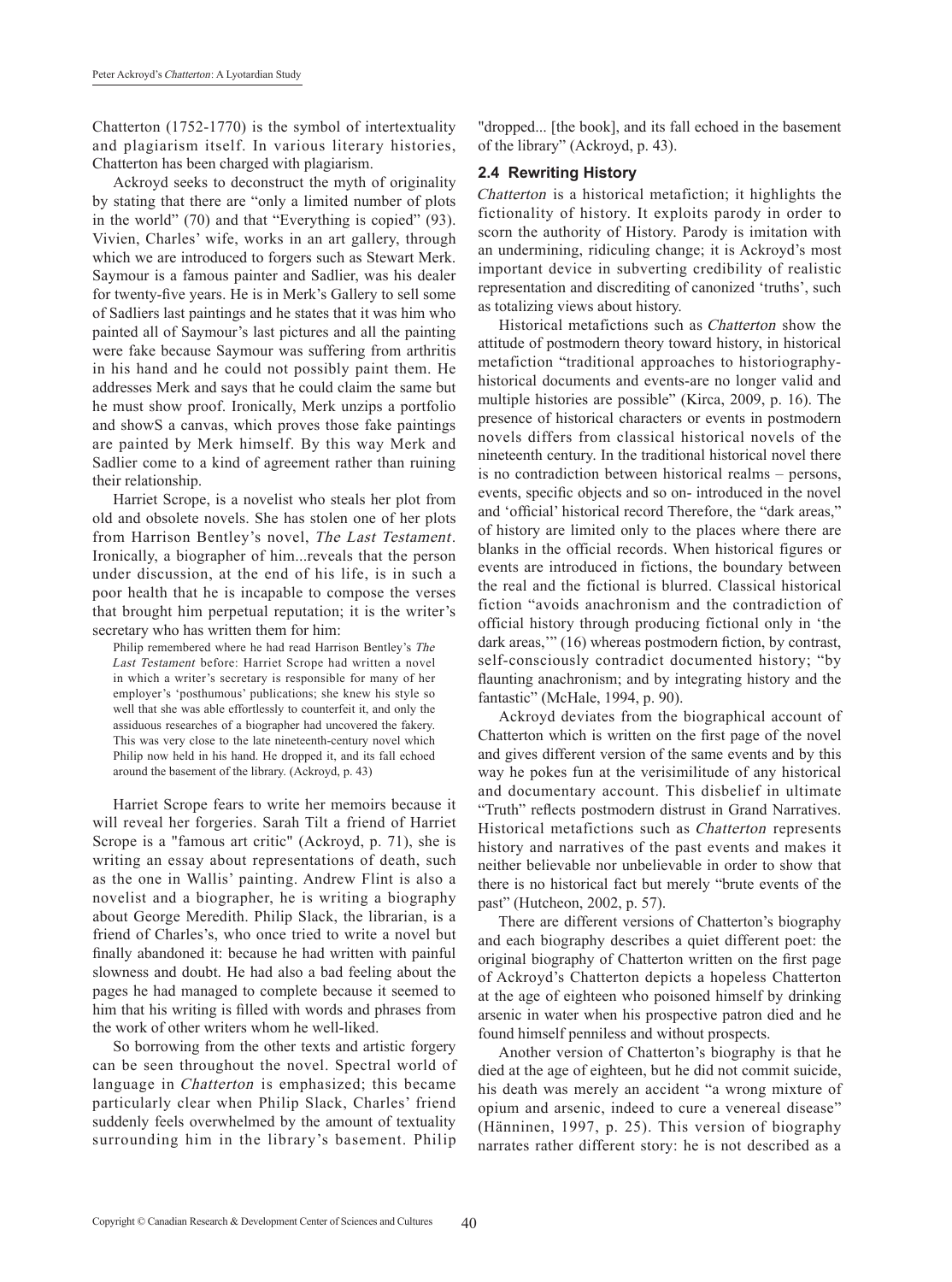Chatterton (1752-1770) is the symbol of intertextuality and plagiarism itself. In various literary histories, Chatterton has been charged with plagiarism.

Ackroyd seeks to deconstruct the myth of originality by stating that there are "only a limited number of plots in the world" (70) and that "Everything is copied" (93). Vivien, Charles' wife, works in an art gallery, through which we are introduced to forgers such as Stewart Merk. Saymour is a famous painter and Sadlier, was his dealer for twenty-five years. He is in Merk's Gallery to sell some of Sadliers last paintings and he states that it was him who painted all of Saymour's last pictures and all the painting were fake because Saymour was suffering from arthritis in his hand and he could not possibly paint them. He addresses Merk and says that he could claim the same but he must show proof. Ironically, Merk unzips a portfolio and showS a canvas, which proves those fake paintings are painted by Merk himself. By this way Merk and Sadlier come to a kind of agreement rather than ruining their relationship.

Harriet Scrope, is a novelist who steals her plot from old and obsolete novels. She has stolen one of her plots from Harrison Bentley's novel, *The Last Testament*. Ironically, a biographer of him...reveals that the person under discussion, at the end of his life, is in such a poor health that he is incapable to compose the verses that brought him perpetual reputation; it is the writer's secretary who has written them for him:

> Philip remembered where he had read Harrison Bentley's *The Last Testament* before: Harriet Scrope had written a novel in which a writer's secretary is responsible for many of her employer's 'posthumous' publications; she knew his style so well that she was able effortlessly to counterfeit it, and only the assiduous researches of a biographer had uncovered the fakery. This was very close to the late nineteenth-century novel which Philip now held in his hand. He dropped it, and its fall echoed around the basement of the library. (Ackroyd, p. 43)

Harriet Scrope fears to write her memoirs because it will reveal her forgeries. Sarah Tilt a friend of Harriet Scrope is a "famous art critic" (Ackroyd, p. 71), she is writing an essay about representations of death, such as the one in Wallis' painting. Andrew Flint is also a novelist and a biographer, he is writing a biography about George Meredith. Philip Slack, the librarian, is a friend of Charles's, who once tried to write a novel but finally abandoned it: because he had written with painful slowness and doubt. He had also a bad feeling about the pages he had managed to complete because it seemed to him that his writing is filled with words and phrases from the work of other writers whom he well-liked.

So borrowing from the other texts and artistic forgery can be seen throughout the novel. Spectral world of language in *Chatterton* is emphasized; this became particularly clear when Philip Slack, Charles' friend suddenly feels overwhelmed by the amount of textuality surrounding him in the library's basement. Philip "dropped... [the book], and its fall echoed in the basement of the library" (Ackroyd, p. 43).

### 2.4 Rewriting History

*Chatterton* is a historical metafiction; it highlights the fictionality of history. It exploits parody in order to scorn the authority of History. Parody is imitation with an undermining, ridiculing change; it is Ackroyd's most important device in subverting credibility of realistic representation and discrediting of canonized 'truths', such as totalizing views about history.

Historical metafictions such as *Chatterton* show the attitude of postmodern theory toward history, in historical metafiction "traditional approaches to historiography-historical documents and events-are no longer valid and multiple histories are possible" (Kirca, 2009, p. 16). The presence of historical characters or events in postmodern novels differs from classical historical novels of the nineteenth century. In the traditional historical novel there is no contradiction between historical realms – persons, events, specific objects and so on- introduced in the novel and 'official' historical record Therefore, the "dark areas," of history are limited only to the places where there are blanks in the official records. When historical figures or events are introduced in fictions, the boundary between the real and the fictional is blurred. Classical historical fiction "avoids anachronism and the contradiction of official history through producing fictional only in 'the dark areas,'" (16) whereas postmodern fiction, by contrast, self-consciously contradict documented history; "by flaunting anachronism; and by integrating history and the fantastic" (McHale, 1994, p. 90).

Ackroyd deviates from the biographical account of Chatterton which is written on the first page of the novel and gives different version of the same events and by this way he pokes fun at the verisimilitude of any historical and documentary account. This disbelief in ultimate "Truth" reflects postmodern distrust in Grand Narratives. Historical metafictions such as *Chatterton* represents history and narratives of the past events and makes it neither believable nor unbelievable in order to show that there is no historical fact but merely "brute events of the past" (Hutcheon, 2002, p. 57).

There are different versions of Chatterton's biography and each biography describes a quiet different poet: the original biography of Chatterton written on the first page of Ackroyd's Chatterton depicts a hopeless Chatterton at the age of eighteen who poisoned himself by drinking arsenic in water when his prospective patron died and he found himself penniless and without prospects.

Another version of Chatterton's biography is that he died at the age of eighteen, but he did not commit suicide, his death was merely an accident "a wrong mixture of opium and arsenic, indeed to cure a venereal disease" (Hänninen, 1997, p. 25). This version of biography narrates rather different story: he is not described as a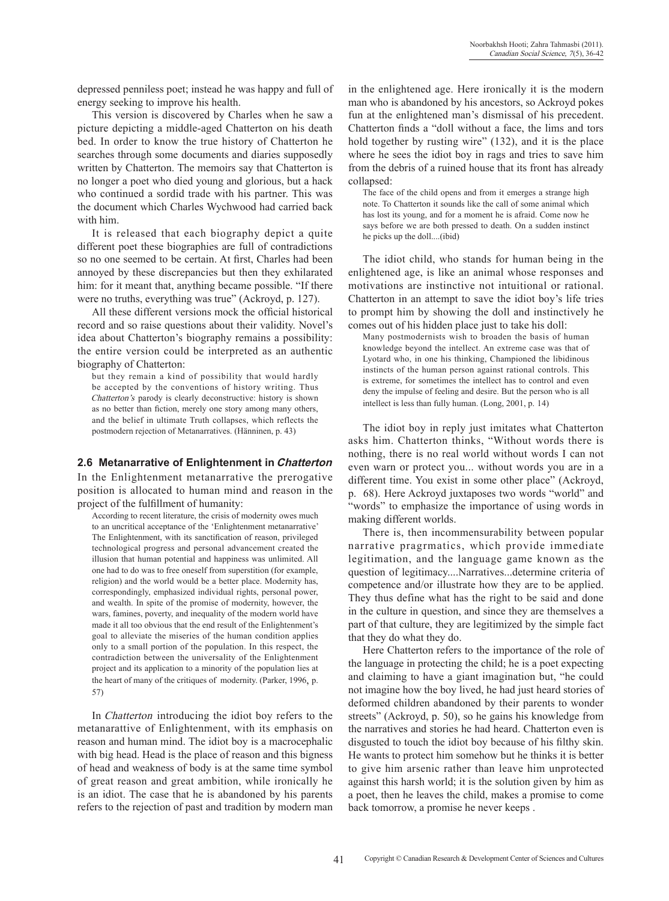depressed penniless poet; instead he was happy and full of energy seeking to improve his health.

This version is discovered by Charles when he saw a picture depicting a middle-aged Chatterton on his death bed. In order to know the true history of Chatterton he searches through some documents and diaries supposedly written by Chatterton. The memoirs say that Chatterton is no longer a poet who died young and glorious, but a hack who continued a sordid trade with his partner. This was the document which Charles Wychwood had carried back with him.

It is released that each biography depict a quite different poet these biographies are full of contradictions so no one seemed to be certain. At first, Charles had been annoyed by these discrepancies but then they exhilarated him: for it meant that, anything became possible. "If there were no truths, everything was true" (Ackroyd, p. 127).

All these different versions mock the official historical record and so raise questions about their validity. Novel's idea about Chatterton's biography remains a possibility: the entire version could be interpreted as an authentic biography of Chatterton:

> but they remain a kind of possibility that would hardly be accepted by the conventions of history writing. Thus *Chatterton's* parody is clearly deconstructive: history is shown as no better than fiction, merely one story among many others, and the belief in ultimate Truth collapses, which reflects the postmodern rejection of Metanarratives. (Hänninen, p. 43)

### 2.6 Metanarrative of Enlightenment in *Chatterton*

In the Enlightenment metanarrative the prerogative position is allocated to human mind and reason in the project of the fulfillment of humanity:

> According to recent literature, the crisis of modernity owes much to an uncritical acceptance of the 'Enlightenment metanarrative' The Enlightenment, with its sanctification of reason, privileged technological progress and personal advancement created the illusion that human potential and happiness was unlimited. All one had to do was to free oneself from superstition (for example, religion) and the world would be a better place. Modernity has, correspondingly, emphasized individual rights, personal power, and wealth. In spite of the promise of modernity, however, the wars, famines, poverty, and inequality of the modern world have made it all too obvious that the end result of the Enlightenment's goal to alleviate the miseries of the human condition applies only to a small portion of the population. In this respect, the contradiction between the universality of the Enlightenment project and its application to a minority of the population lies at the heart of many of the critiques of modernity. (Parker, 1996, p. 57)

In *Chatterton* introducing the idiot boy refers to the metanarattive of Enlightenment, with its emphasis on reason and human mind. The idiot boy is a macrocephalic with big head. Head is the place of reason and this bigness of head and weakness of body is at the same time symbol of great reason and great ambition, while ironically he is an idiot. The case that he is abandoned by his parents refers to the rejection of past and tradition by modern man in the enlightened age. Here ironically it is the modern man who is abandoned by his ancestors, so Ackroyd pokes fun at the enlightened man's dismissal of his precedent. Chatterton finds a "doll without a face, the lims and tors hold together by rusting wire" (132), and it is the place where he sees the idiot boy in rags and tries to save him from the debris of a ruined house that its front has already collapsed:

> The face of the child opens and from it emerges a strange high note. To Chatterton it sounds like the call of some animal which has lost its young, and for a moment he is afraid. Come now he says before we are both pressed to death. On a sudden instinct he picks up the doll....(ibid)

The idiot child, who stands for human being in the enlightened age, is like an animal whose responses and motivations are instinctive not intuitional or rational. Chatterton in an attempt to save the idiot boy's life tries to prompt him by showing the doll and instinctively he comes out of his hidden place just to take his doll:

> Many postmodernists wish to broaden the basis of human knowledge beyond the intellect. An extreme case was that of Lyotard who, in one his thinking, Championed the libidinous instincts of the human person against rational controls. This is extreme, for sometimes the intellect has to control and even deny the impulse of feeling and desire. But the person who is all intellect is less than fully human. (Long, 2001, p. 14)

The idiot boy in reply just imitates what Chatterton asks him. Chatterton thinks, "Without words there is nothing, there is no real world without words I can not even warn or protect you... without words you are in a different time. You exist in some other place" (Ackroyd, p. 68). Here Ackroyd juxtaposes two words "world" and "words" to emphasize the importance of using words in making different worlds.

There is, then incommensurability between popular narrative pragrmatics, which provide immediate legitimation, and the language game known as the question of legitimacy....Narratives...determine criteria of competence and/or illustrate how they are to be applied. They thus define what has the right to be said and done in the culture in question, and since they are themselves a part of that culture, they are legitimized by the simple fact that they do what they do.

Here Chatterton refers to the importance of the role of the language in protecting the child; he is a poet expecting and claiming to have a giant imagination but, "he could not imagine how the boy lived, he had just heard stories of deformed children abandoned by their parents to wonder streets" (Ackroyd, p. 50), so he gains his knowledge from the narratives and stories he had heard. Chatterton even is disgusted to touch the idiot boy because of his filthy skin. He wants to protect him somehow but he thinks it is better to give him arsenic rather than leave him unprotected against this harsh world; it is the solution given by him as a poet, then he leaves the child, makes a promise to come back tomorrow, a promise he never keeps .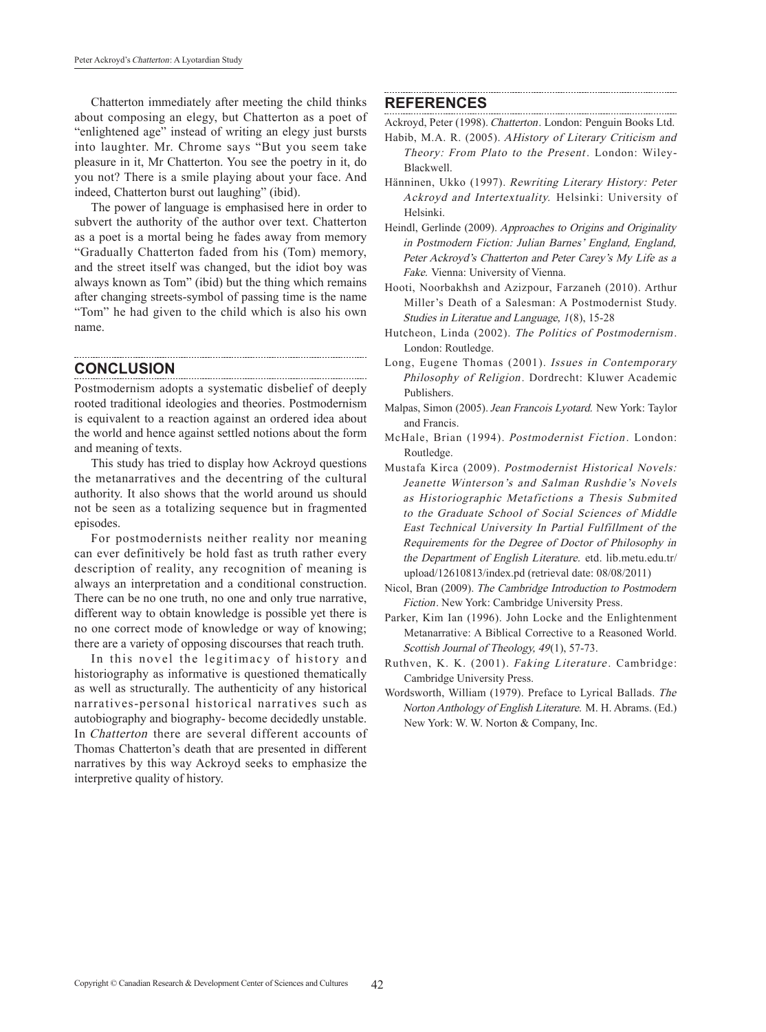Chatterton immediately after meeting the child thinks about composing an elegy, but Chatterton as a poet of "enlightened age" instead of writing an elegy just bursts into laughter. Mr. Chrome says "But you seem take pleasure in it, Mr Chatterton. You see the poetry in it, do you not? There is a smile playing about your face. And indeed, Chatterton burst out laughing" (ibid).

The power of language is emphasised here in order to subvert the authority of the author over text. Chatterton as a poet is a mortal being he fades away from memory "Gradually Chatterton faded from his (Tom) memory, and the street itself was changed, but the idiot boy was always known as Tom" (ibid) but the thing which remains after changing streets-symbol of passing time is the name "Tom" he had given to the child which is also his own name.

## CONCLUSION

Postmodernism adopts a systematic disbelief of deeply rooted traditional ideologies and theories. Postmodernism is equivalent to a reaction against an ordered idea about the world and hence against settled notions about the form and meaning of texts.

This study has tried to display how Ackroyd questions the metanarratives and the decentring of the cultural authority. It also shows that the world around us should not be seen as a totalizing sequence but in fragmented episodes.

For postmodernists neither reality nor meaning can ever definitively be hold fast as truth rather every description of reality, any recognition of meaning is always an interpretation and a conditional construction. There can be no one truth, no one and only true narrative, different way to obtain knowledge is possible yet there is no one correct mode of knowledge or way of knowing; there are a variety of opposing discourses that reach truth.

In this novel the legitimacy of history and historiography as informative is questioned thematically as well as structurally. The authenticity of any historical narratives-personal historical narratives such as autobiography and biography- become decidedly unstable. In *Chatterton* there are several different accounts of Thomas Chatterton's death that are presented in different narratives by this way Ackroyd seeks to emphasize the interpretive quality of history.

## REFERENCES

Ackroyd, Peter (1998). *Chatterton*. London: Penguin Books Ltd.

Habib, M.A. R. (2005). *AHistory of Literary Criticism and Theory: From Plato to the Present*. London: Wiley-Blackwell.

Hänninen, Ukko (1997). *Rewriting Literary History: Peter Ackroyd and Intertextuality.* Helsinki: University of Helsinki.

Heindl, Gerlinde (2009). *Approaches to Origins and Originality in Postmodern Fiction: Julian Barnes' England, England, Peter Ackroyd's Chatterton and Peter Carey's My Life as a Fake.* Vienna: University of Vienna.

Hooti, Noorbakhsh and Azizpour, Farzaneh (2010). Arthur Miller's Death of a Salesman: A Postmodernist Study. *Studies in Literatue and Language, 1*(8), 15-28

Hutcheon, Linda (2002). *The Politics of Postmodernism*. London: Routledge.

Long, Eugene Thomas (2001). *Issues in Contemporary Philosophy of Religion*. Dordrecht: Kluwer Academic Publishers.

Malpas, Simon (2005). *Jean Francois Lyotard.* New York: Taylor and Francis.

McHale, Brian (1994). *Postmodernist Fiction*. London: Routledge.

Mustafa Kirca (2009). *Postmodernist Historical Novels: Jeanette Winterson's and Salman Rushdie's Novels as Historiographic Metafictions a Thesis Submited to the Graduate School of Social Sciences of Middle East Technical University In Partial Fulfillment of the Requirements for the Degree of Doctor of Philosophy in the Department of English Literature.* etd. lib.metu.edu.tr/upload/12610813/index.pd (retrieval date: 08/08/2011)

Nicol, Bran (2009). *The Cambridge Introduction to Postmodern Fiction*. New York: Cambridge University Press.

Parker, Kim Ian (1996). John Locke and the Enlightenment Metanarrative: A Biblical Corrective to a Reasoned World. *Scottish Journal of Theology, 49*(1), 57-73.

Ruthven, K. K. (2001). *Faking Literature*. Cambridge: Cambridge University Press.

Wordsworth, William (1979). Preface to Lyrical Ballads. *The Norton Anthology of English Literature.* M. H. Abrams. (Ed.) New York: W. W. Norton & Company, Inc.